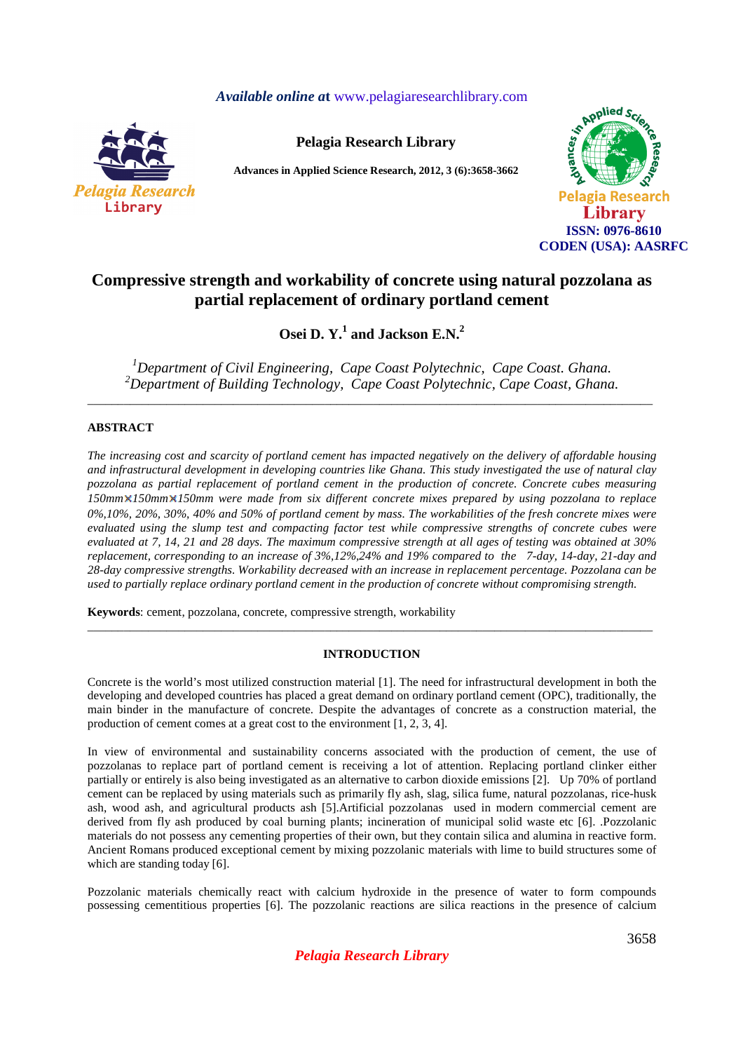# Compressive strength and workability of concrete using natural pozzolana as partial replacement of ordinary portland cement

**Osei D. Y.[1] and Jackson E.N.[2]**

*[1]Department of Civil Engineering, Cape Coast Polytechnic, Cape Coast. Ghana.*
*[2]Department of Building Technology, Cape Coast Polytechnic, Cape Coast, Ghana.*

---

## ABSTRACT

*The increasing cost and scarcity of portland cement has impacted negatively on the delivery of affordable housing and infrastructural development in developing countries like Ghana. This study investigated the use of natural clay pozzolana as partial replacement of portland cement in the production of concrete. Concrete cubes measuring 150mm×150mm×150mm were made from six different concrete mixes prepared by using pozzolana to replace 0%,10%, 20%, 30%, 40% and 50% of portland cement by mass. The workabilities of the fresh concrete mixes were evaluated using the slump test and compacting factor test while compressive strengths of concrete cubes were evaluated at 7, 14, 21 and 28 days. The maximum compressive strength at all ages of testing was obtained at 30% replacement, corresponding to an increase of 3%,12%,24% and 19% compared to the 7-day, 14-day, 21-day and 28-day compressive strengths. Workability decreased with an increase in replacement percentage. Pozzolana can be used to partially replace ordinary portland cement in the production of concrete without compromising strength.*

**Keywords**: cement, pozzolana, concrete, compressive strength, workability

---

## INTRODUCTION

Concrete is the world's most utilized construction material [1]. The need for infrastructural development in both the developing and developed countries has placed a great demand on ordinary portland cement (OPC), traditionally, the main binder in the manufacture of concrete. Despite the advantages of concrete as a construction material, the production of cement comes at a great cost to the environment [1, 2, 3, 4].

In view of environmental and sustainability concerns associated with the production of cement, the use of pozzolanas to replace part of portland cement is receiving a lot of attention. Replacing portland clinker either partially or entirely is also being investigated as an alternative to carbon dioxide emissions [2]. Up 70% of portland cement can be replaced by using materials such as primarily fly ash, slag, silica fume, natural pozzolanas, rice-husk ash, wood ash, and agricultural products ash [5].Artificial pozzolanas used in modern commercial cement are derived from fly ash produced by coal burning plants; incineration of municipal solid waste etc [6]. .Pozzolanic materials do not possess any cementing properties of their own, but they contain silica and alumina in reactive form. Ancient Romans produced exceptional cement by mixing pozzolanic materials with lime to build structures some of which are standing today [6].

Pozzolanic materials chemically react with calcium hydroxide in the presence of water to form compounds possessing cementitious properties [6]. The pozzolanic reactions are silica reactions in the presence of calcium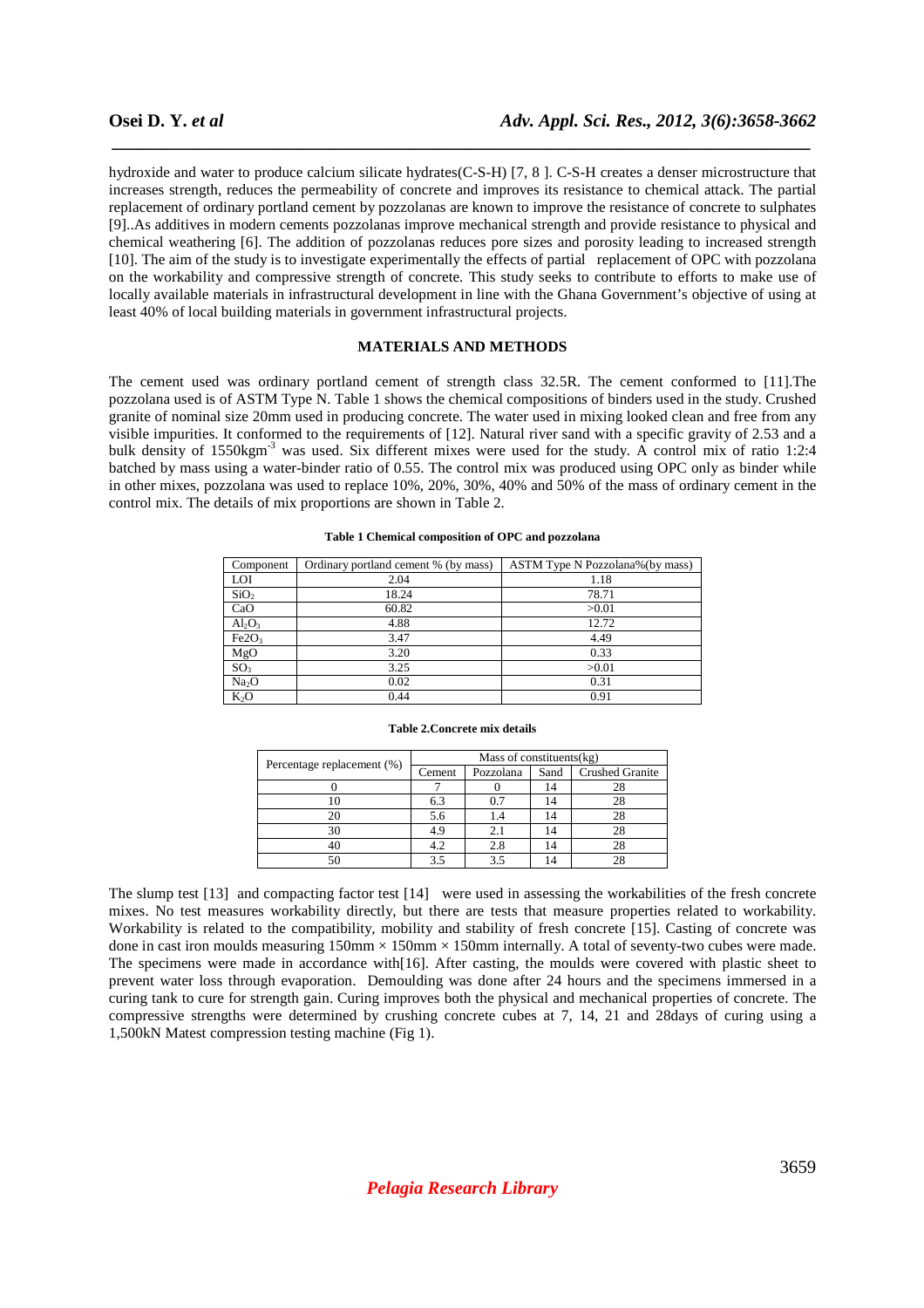hydroxide and water to produce calcium silicate hydrates(C-S-H) [7, 8 ]. C-S-H creates a denser microstructure that increases strength, reduces the permeability of concrete and improves its resistance to chemical attack. The partial replacement of ordinary portland cement by pozzolanas are known to improve the resistance of concrete to sulphates [9]..As additives in modern cements pozzolanas improve mechanical strength and provide resistance to physical and chemical weathering [6]. The addition of pozzolanas reduces pore sizes and porosity leading to increased strength [10]. The aim of the study is to investigate experimentally the effects of partial replacement of OPC with pozzolana on the workability and compressive strength of concrete. This study seeks to contribute to efforts to make use of locally available materials in infrastructural development in line with the Ghana Government's objective of using at least 40% of local building materials in government infrastructural projects.

## MATERIALS AND METHODS

The cement used was ordinary portland cement of strength class 32.5R. The cement conformed to [11].The pozzolana used is of ASTM Type N. Table 1 shows the chemical compositions of binders used in the study. Crushed granite of nominal size 20mm used in producing concrete. The water used in mixing looked clean and free from any visible impurities. It conformed to the requirements of [12]. Natural river sand with a specific gravity of 2.53 and a bulk density of 1550kgm$^{-3}$ was used. Six different mixes were used for the study. A control mix of ratio 1:2:4 batched by mass using a water-binder ratio of 0.55. The control mix was produced using OPC only as binder while in other mixes, pozzolana was used to replace 10%, 20%, 30%, 40% and 50% of the mass of ordinary cement in the control mix. The details of mix proportions are shown in Table 2.

**Table 1 Chemical composition of OPC and pozzolana**

| Component | Ordinary portland cement % (by mass) | ASTM Type N Pozzolana%(by mass) |
|---|---|---|
| LOI | 2.04 | 1.18 |
| $SiO_2$ | 18.24 | 78.71 |
| CaO | 60.82 | >0.01 |
| $Al_2O_3$ | 4.88 | 12.72 |
| $Fe2O_3$ | 3.47 | 4.49 |
| MgO | 3.20 | 0.33 |
| $SO_3$ | 3.25 | >0.01 |
| $Na_2O$ | 0.02 | 0.31 |
| $K_2O$ | 0.44 | 0.91 |

**Table 2.Concrete mix details**

| Percentage replacement (%) | Mass of constituents(kg) | | | |
|---|---|---|---|---|
| | Cement | Pozzolana | Sand | Crushed Granite |
| 0 | 7 | 0 | 14 | 28 |
| 10 | 6.3 | 0.7 | 14 | 28 |
| 20 | 5.6 | 1.4 | 14 | 28 |
| 30 | 4.9 | 2.1 | 14 | 28 |
| 40 | 4.2 | 2.8 | 14 | 28 |
| 50 | 3.5 | 3.5 | 14 | 28 |

The slump test [13] and compacting factor test [14] were used in assessing the workabilities of the fresh concrete mixes. No test measures workability directly, but there are tests that measure properties related to workability. Workability is related to the compatibility, mobility and stability of fresh concrete [15]. Casting of concrete was done in cast iron moulds measuring 150mm × 150mm × 150mm internally. A total of seventy-two cubes were made. The specimens were made in accordance with[16]. After casting, the moulds were covered with plastic sheet to prevent water loss through evaporation. Demoulding was done after 24 hours and the specimens immersed in a curing tank to cure for strength gain. Curing improves both the physical and mechanical properties of concrete. The compressive strengths were determined by crushing concrete cubes at 7, 14, 21 and 28days of curing using a 1,500kN Matest compression testing machine (Fig 1).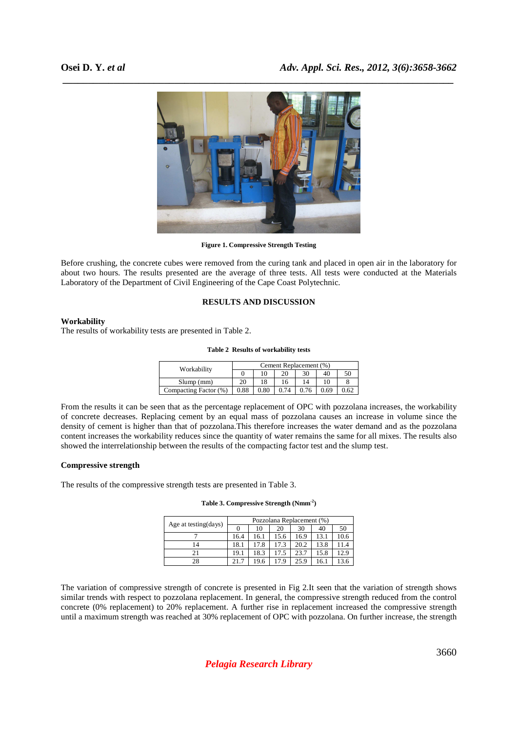Figure 1. Compressive Strength Testing

Before crushing, the concrete cubes were removed from the curing tank and placed in open air in the laboratory for about two hours. The results presented are the average of three tests. All tests were conducted at the Materials Laboratory of the Department of Civil Engineering of the Cape Coast Polytechnic.

## RESULTS AND DISCUSSION

### Workability

The results of workability tests are presented in Table 2.

**Table 2 Results of workability tests**

| Workability | Cement Replacement (%) | | | | | |
|---|---|---|---|---|---|---|
| | 0 | 10 | 20 | 30 | 40 | 50 |
| Slump (mm) | 20 | 18 | 16 | 14 | 10 | 8 |
| Compacting Factor (%) | 0.88 | 0.80 | 0.74 | 0.76 | 0.69 | 0.62 |

From the results it can be seen that as the percentage replacement of OPC with pozzolana increases, the workability of concrete decreases. Replacing cement by an equal mass of pozzolana causes an increase in volume since the density of cement is higher than that of pozzolana.This therefore increases the water demand and as the pozzolana content increases the workability reduces since the quantity of water remains the same for all mixes. The results also showed the interrelationship between the results of the compacting factor test and the slump test.

### Compressive strength

The results of the compressive strength tests are presented in Table 3.

**Table 3. Compressive Strength ($Nmm^{-2}$)**

| Age at testing(days) | Pozzolana Replacement (%) | | | | | |
|---|---|---|---|---|---|---|
| | 0 | 10 | 20 | 30 | 40 | 50 |
| 7 | 16.4 | 16.1 | 15.6 | 16.9 | 13.1 | 10.6 |
| 14 | 18.1 | 17.8 | 17.3 | 20.2 | 13.8 | 11.4 |
| 21 | 19.1 | 18.3 | 17.5 | 23.7 | 15.8 | 12.9 |
| 28 | 21.7 | 19.6 | 17.9 | 25.9 | 16.1 | 13.6 |

The variation of compressive strength of concrete is presented in Fig 2.It seen that the variation of strength shows similar trends with respect to pozzolana replacement. In general, the compressive strength reduced from the control concrete (0% replacement) to 20% replacement. A further rise in replacement increased the compressive strength until a maximum strength was reached at 30% replacement of OPC with pozzolana. On further increase, the strength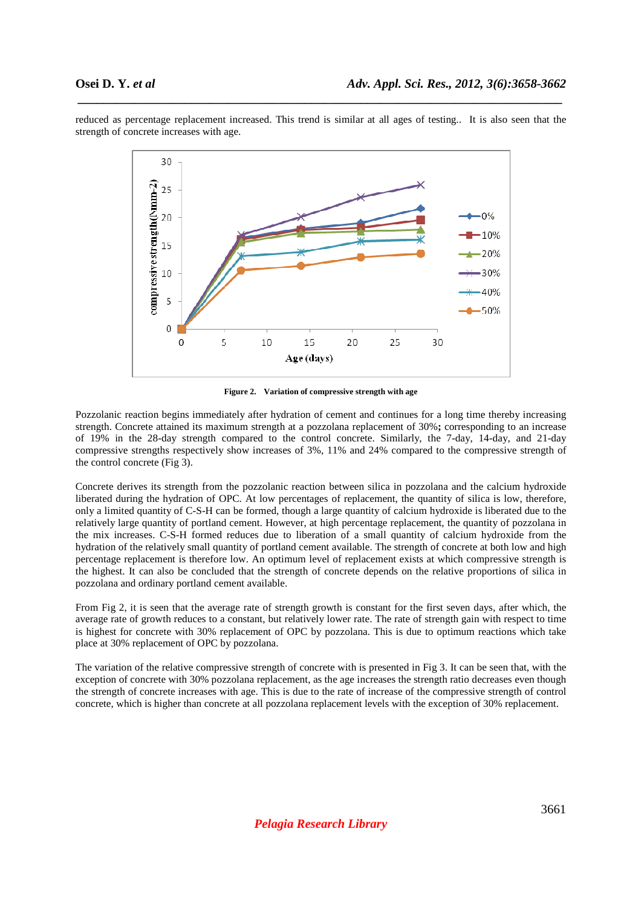reduced as percentage replacement increased. This trend is similar at all ages of testing.. It is also seen that the strength of concrete increases with age.

**Figure 2. Variation of compressive strength with age**

Pozzolanic reaction begins immediately after hydration of cement and continues for a long time thereby increasing strength. Concrete attained its maximum strength at a pozzolana replacement of 30%**;** corresponding to an increase of 19% in the 28-day strength compared to the control concrete. Similarly, the 7-day, 14-day, and 21-day compressive strengths respectively show increases of 3%, 11% and 24% compared to the compressive strength of the control concrete (Fig 3).

Concrete derives its strength from the pozzolanic reaction between silica in pozzolana and the calcium hydroxide liberated during the hydration of OPC. At low percentages of replacement, the quantity of silica is low, therefore, only a limited quantity of C-S-H can be formed, though a large quantity of calcium hydroxide is liberated due to the relatively large quantity of portland cement. However, at high percentage replacement, the quantity of pozzolana in the mix increases. C-S-H formed reduces due to liberation of a small quantity of calcium hydroxide from the hydration of the relatively small quantity of portland cement available. The strength of concrete at both low and high percentage replacement is therefore low. An optimum level of replacement exists at which compressive strength is the highest. It can also be concluded that the strength of concrete depends on the relative proportions of silica in pozzolana and ordinary portland cement available.

From Fig 2, it is seen that the average rate of strength growth is constant for the first seven days, after which, the average rate of growth reduces to a constant, but relatively lower rate. The rate of strength gain with respect to time is highest for concrete with 30% replacement of OPC by pozzolana. This is due to optimum reactions which take place at 30% replacement of OPC by pozzolana.

The variation of the relative compressive strength of concrete with is presented in Fig 3. It can be seen that, with the exception of concrete with 30% pozzolana replacement, as the age increases the strength ratio decreases even though the strength of concrete increases with age. This is due to the rate of increase of the compressive strength of control concrete, which is higher than concrete at all pozzolana replacement levels with the exception of 30% replacement.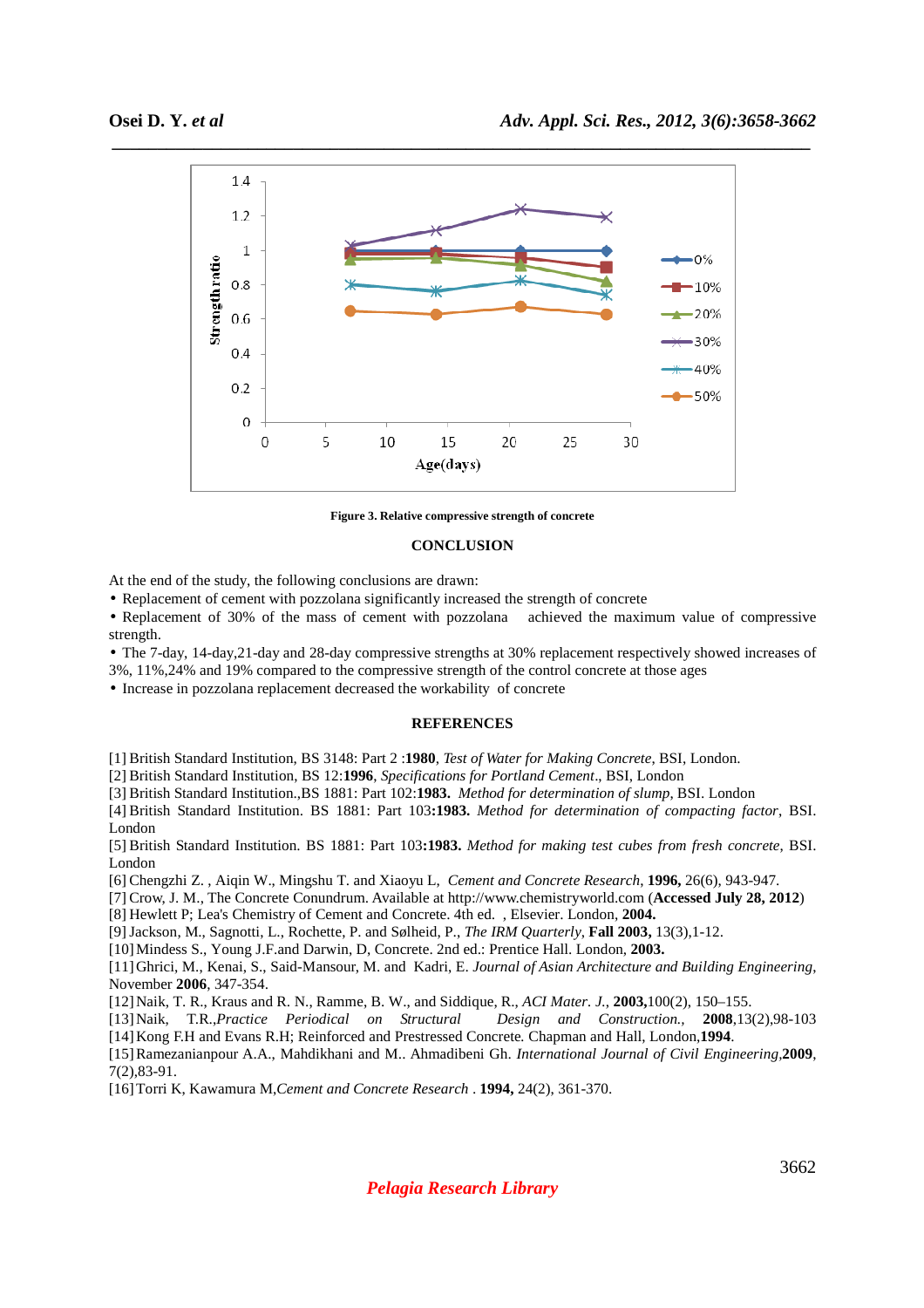1.4
1.2
1
0.8
0.6
0.4
0.2
0

Strength ratio

0 5 10 15 20 25 30

Age(days)

0%
10%
20%
30%
40%
50%

**Figure 3. Relative compressive strength of concrete**

## CONCLUSION

At the end of the study, the following conclusions are drawn:

- Replacement of cement with pozzolana significantly increased the strength of concrete
- Replacement of 30% of the mass of cement with pozzolana achieved the maximum value of compressive strength.
- The 7-day, 14-day,21-day and 28-day compressive strengths at 30% replacement respectively showed increases of 3%, 11%,24% and 19% compared to the compressive strength of the control concrete at those ages
- Increase in pozzolana replacement decreased the workability of concrete

## REFERENCES

[1] British Standard Institution, BS 3148: Part 2 :**1980**, *Test of Water for Making Concrete*, BSI, London.
[2] British Standard Institution, BS 12:**1996**, *Specifications for Portland Cement*., BSI, London
[3] British Standard Institution.,BS 1881: Part 102:**1983.** *Method for determination of slump*, BSI. London
[4] British Standard Institution. BS 1881: Part 103:**1983.** *Method for determination of compacting factor*, BSI. London
[5] British Standard Institution. BS 1881: Part 103**:1983.** *Method for making test cubes from fresh concrete*, BSI. London
[6] Chengzhi Z. , Aiqin W., Mingshu T. and Xiaoyu L, *Cement and Concrete Research*, **1996,** 26(6), 943-947.
[7] Crow, J. M., The Concrete Conundrum. Available at http://www.chemistryworld.com (**Accessed July 28, 2012**)
[8] Hewlett P; Lea's Chemistry of Cement and Concrete. 4th ed. , Elsevier. London, **2004.**
[9] Jackson, M., Sagnotti, L., Rochette, P. and Sølheid, P., *The IRM Quarterly*, **Fall 2003,** 13(3),1-12.
[10] Mindess S., Young J.F.and Darwin, D, Concrete. 2nd ed.: Prentice Hall. London, **2003.**
[11] Ghrici, M., Kenai, S., Said-Mansour, M. and Kadri, E. *Journal of Asian Architecture and Building Engineering*, November **2006**, 347-354.
[12] Naik, T. R., Kraus and R. N., Ramme, B. W., and Siddique, R., *ACI Mater. J.*, **2003,**100(2), 150–155.
[13] Naik, T.R.,*Practice Periodical on Structural Design and Construction.*, **2008**,13(2),98-103
[14] Kong F.H and Evans R.H; Reinforced and Prestressed Concrete. Chapman and Hall, London,**1994**.
[15] Ramezanianpour A.A., Mahdikhani and M.. Ahmadibeni Gh. *International Journal of Civil Engineering*,**2009**, 7(2),83-91.
[16] Torri K, Kawamura M,*Cement and Concrete Research* . **1994,** 24(2), 361-370.